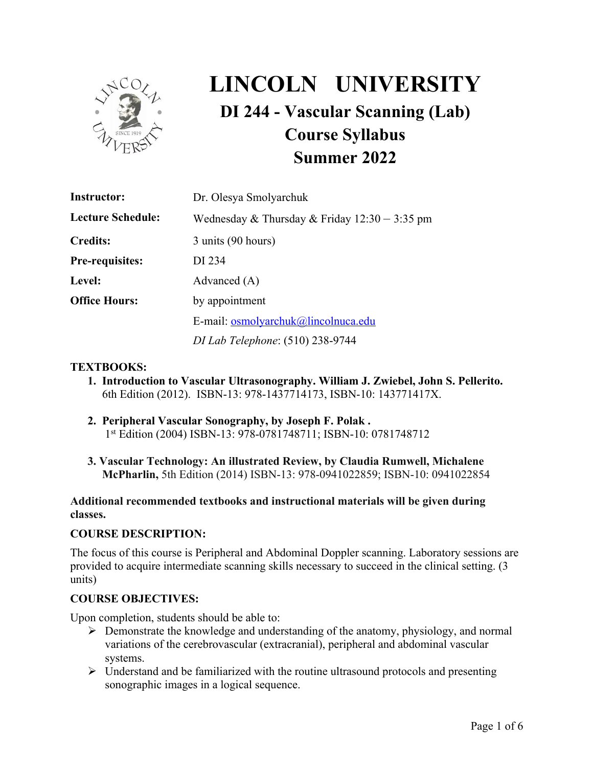# LINCOLN UNIVERSITY

## DI 244 - Vascular Scanning (Lab)

## Course Syllabus

## Summer 2022

| | |
|---|---|
| **Instructor:** | Dr. Olesya Smolyarchuk |
| **Lecture Schedule:** | Wednesday & Thursday & Friday 12:30 – 3:35 pm |
| **Credits:** | 3 units (90 hours) |
| **Pre-requisites:** | DI 234 |
| **Level:** | Advanced (A) |
| **Office Hours:** | by appointment |
| | E-mail: osmolyarchuk@lincolnuca.edu |
| | *DI Lab Telephone*: (510) 238-9744 |

**TEXTBOOKS:**

1. **Introduction to Vascular Ultrasonography. William J. Zwiebel, John S. Pellerito.** 6th Edition (2012). ISBN-13: 978-1437714173, ISBN-10: 143771417X.

2. **Peripheral Vascular Sonography, by Joseph F. Polak .** 1st Edition (2004) ISBN-13: 978-0781748711; ISBN-10: 0781748712

3. **Vascular Technology: An illustrated Review, by Claudia Rumwell, Michalene McPharlin,** 5th Edition (2014) ISBN-13: 978-0941022859; ISBN-10: 0941022854

**Additional recommended textbooks and instructional materials will be given during classes.**

**COURSE DESCRIPTION:**

The focus of this course is Peripheral and Abdominal Doppler scanning. Laboratory sessions are provided to acquire intermediate scanning skills necessary to succeed in the clinical setting. (3 units)

**COURSE OBJECTIVES:**

Upon completion, students should be able to:

- Demonstrate the knowledge and understanding of the anatomy, physiology, and normal variations of the cerebrovascular (extracranial), peripheral and abdominal vascular systems.
- Understand and be familiarized with the routine ultrasound protocols and presenting sonographic images in a logical sequence.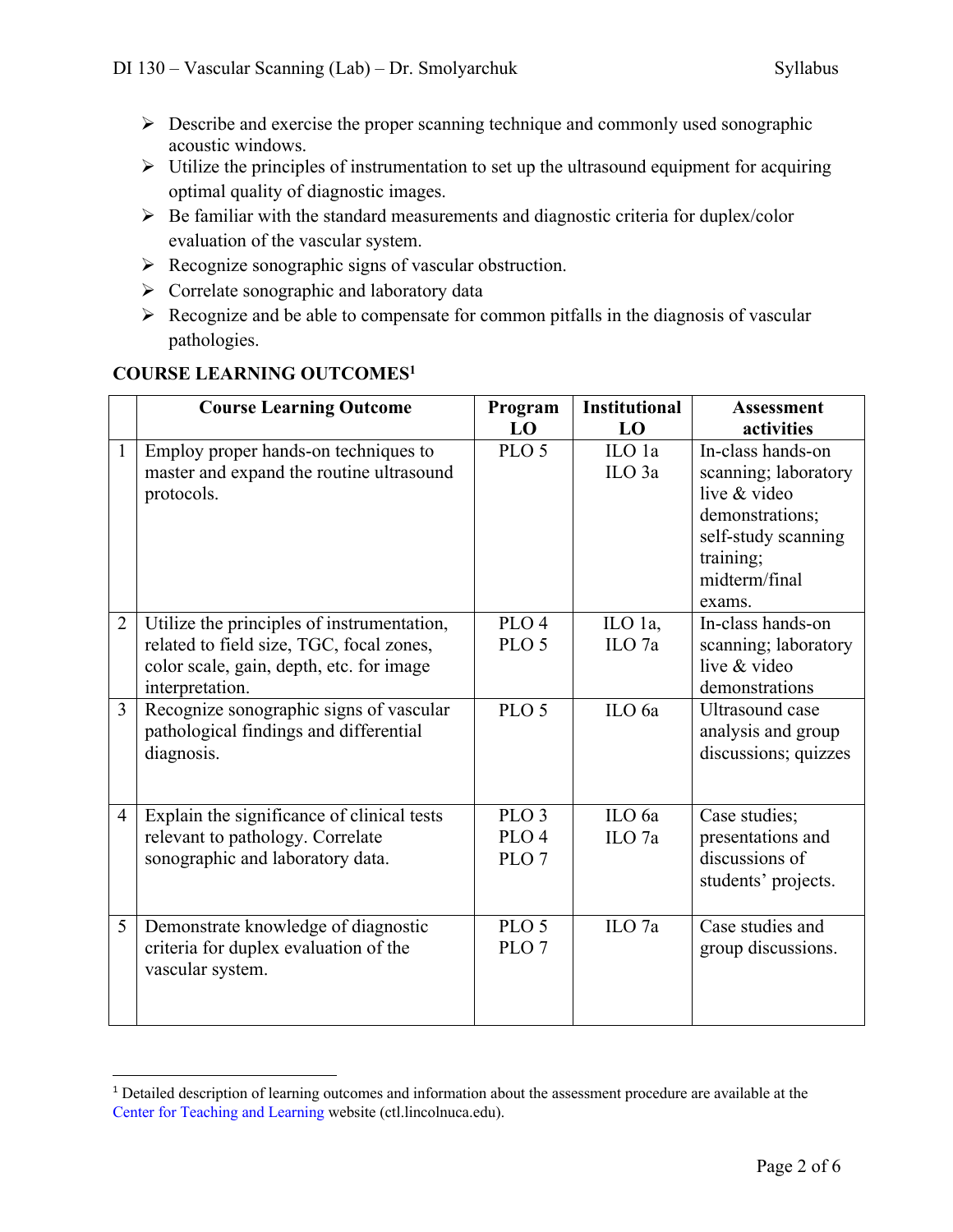- Describe and exercise the proper scanning technique and commonly used sonographic acoustic windows.
- Utilize the principles of instrumentation to set up the ultrasound equipment for acquiring optimal quality of diagnostic images.
- Be familiar with the standard measurements and diagnostic criteria for duplex/color evaluation of the vascular system.
- Recognize sonographic signs of vascular obstruction.
- Correlate sonographic and laboratory data
- Recognize and be able to compensate for common pitfalls in the diagnosis of vascular pathologies.

## COURSE LEARNING OUTCOMES[1]

| | Course Learning Outcome | Program LO | Institutional LO | Assessment activities |
|---|---|---|---|---|
| 1 | Employ proper hands-on techniques to master and expand the routine ultrasound protocols. | PLO 5 | ILO 1a<br>ILO 3a | In-class hands-on scanning; laboratory live & video demonstrations; self-study scanning training; midterm/final exams. |
| 2 | Utilize the principles of instrumentation, related to field size, TGC, focal zones, color scale, gain, depth, etc. for image interpretation. | PLO 4<br>PLO 5 | ILO 1a,<br>ILO 7a | In-class hands-on scanning; laboratory live & video demonstrations |
| 3 | Recognize sonographic signs of vascular pathological findings and differential diagnosis. | PLO 5 | ILO 6a | Ultrasound case analysis and group discussions; quizzes |
| 4 | Explain the significance of clinical tests relevant to pathology. Correlate sonographic and laboratory data. | PLO 3<br>PLO 4<br>PLO 7 | ILO 6a<br>ILO 7a | Case studies; presentations and discussions of students' projects. |
| 5 | Demonstrate knowledge of diagnostic criteria for duplex evaluation of the vascular system. | PLO 5<br>PLO 7 | ILO 7a | Case studies and group discussions. |

[1] Detailed description of learning outcomes and information about the assessment procedure are available at the Center for Teaching and Learning website (ctl.lincolnuca.edu).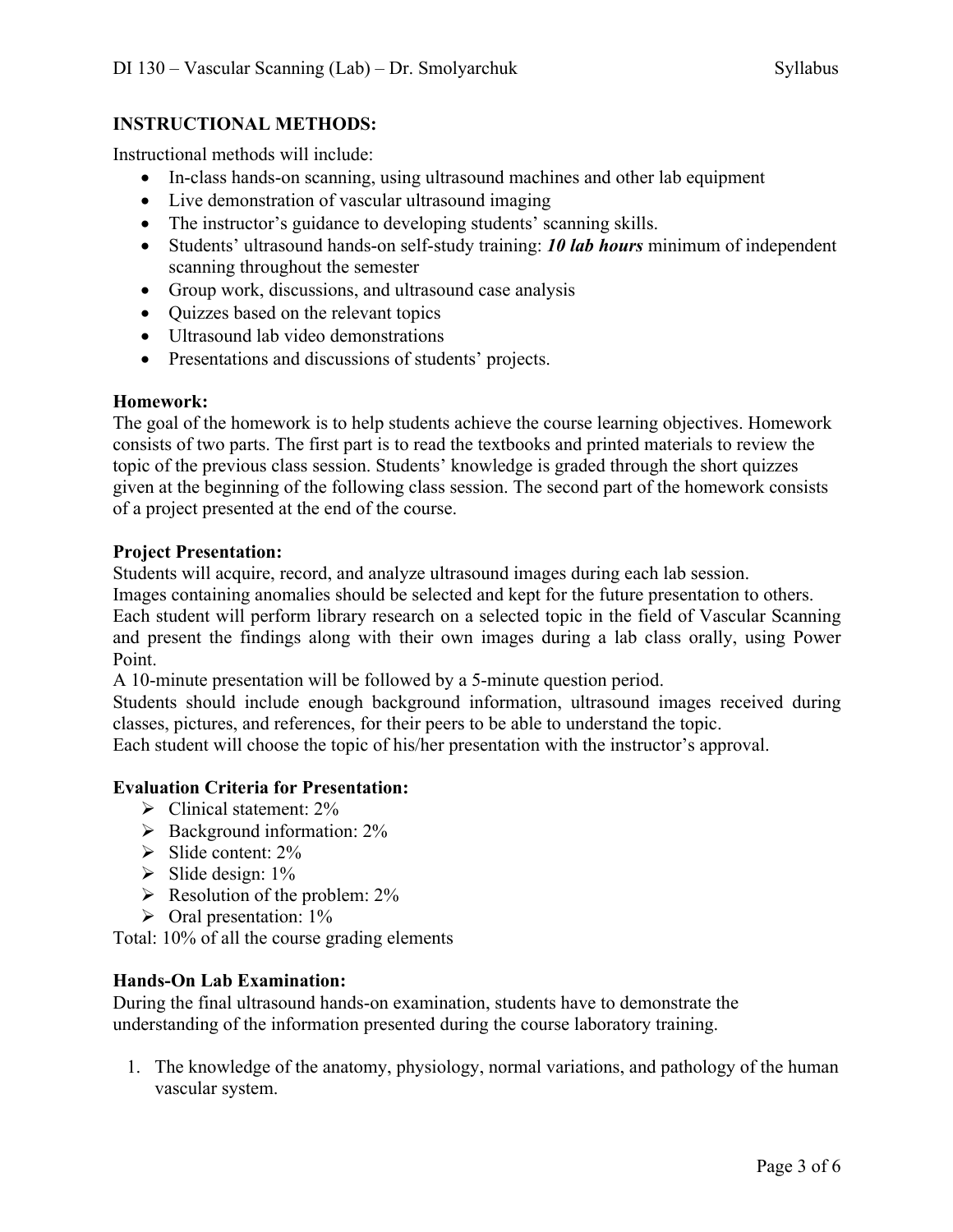## INSTRUCTIONAL METHODS:

Instructional methods will include:

- In-class hands-on scanning, using ultrasound machines and other lab equipment
- Live demonstration of vascular ultrasound imaging
- The instructor's guidance to developing students' scanning skills.
- Students' ultrasound hands-on self-study training: ***10 lab hours*** minimum of independent scanning throughout the semester
- Group work, discussions, and ultrasound case analysis
- Quizzes based on the relevant topics
- Ultrasound lab video demonstrations
- Presentations and discussions of students' projects.

### Homework:

The goal of the homework is to help students achieve the course learning objectives. Homework consists of two parts. The first part is to read the textbooks and printed materials to review the topic of the previous class session. Students' knowledge is graded through the short quizzes given at the beginning of the following class session. The second part of the homework consists of a project presented at the end of the course.

### Project Presentation:

Students will acquire, record, and analyze ultrasound images during each lab session.
Images containing anomalies should be selected and kept for the future presentation to others.
Each student will perform library research on a selected topic in the field of Vascular Scanning and present the findings along with their own images during a lab class orally, using Power Point.
A 10-minute presentation will be followed by a 5-minute question period.
Students should include enough background information, ultrasound images received during classes, pictures, and references, for their peers to be able to understand the topic.
Each student will choose the topic of his/her presentation with the instructor's approval.

### Evaluation Criteria for Presentation:

- Clinical statement: 2%
- Background information: 2%
- Slide content: 2%
- Slide design: 1%
- Resolution of the problem: 2%
- Oral presentation: 1%

Total: 10% of all the course grading elements

### Hands-On Lab Examination:

During the final ultrasound hands-on examination, students have to demonstrate the understanding of the information presented during the course laboratory training.

1. The knowledge of the anatomy, physiology, normal variations, and pathology of the human vascular system.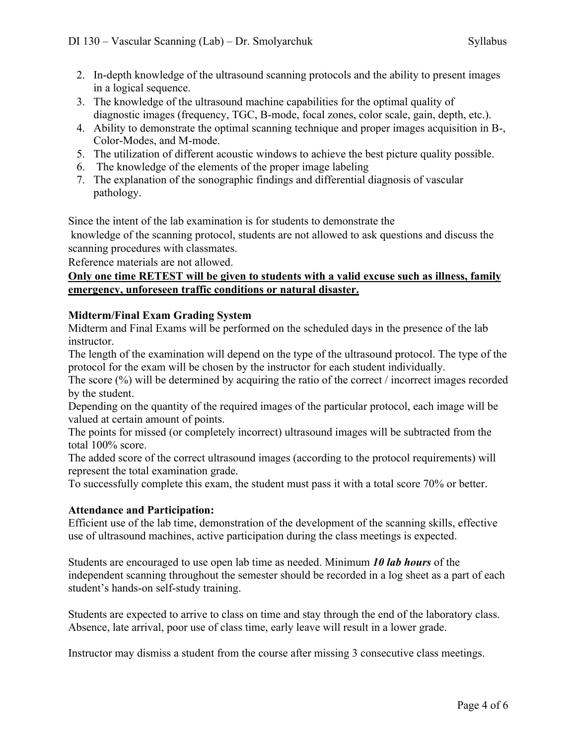2. In-depth knowledge of the ultrasound scanning protocols and the ability to present images in a logical sequence.
3. The knowledge of the ultrasound machine capabilities for the optimal quality of diagnostic images (frequency, TGC, B-mode, focal zones, color scale, gain, depth, etc.).
4. Ability to demonstrate the optimal scanning technique and proper images acquisition in B-, Color-Modes, and M-mode.
5. The utilization of different acoustic windows to achieve the best picture quality possible.
6. The knowledge of the elements of the proper image labeling
7. The explanation of the sonographic findings and differential diagnosis of vascular pathology.

Since the intent of the lab examination is for students to demonstrate the knowledge of the scanning protocol, students are not allowed to ask questions and discuss the scanning procedures with classmates.
Reference materials are not allowed.
**Only one time RETEST will be given to students with a valid excuse such as illness, family emergency, unforeseen traffic conditions or natural disaster.**

**Midterm/Final Exam Grading System**
Midterm and Final Exams will be performed on the scheduled days in the presence of the lab instructor.
The length of the examination will depend on the type of the ultrasound protocol. The type of the protocol for the exam will be chosen by the instructor for each student individually.
The score (%) will be determined by acquiring the ratio of the correct / incorrect images recorded by the student.
Depending on the quantity of the required images of the particular protocol, each image will be valued at certain amount of points.
The points for missed (or completely incorrect) ultrasound images will be subtracted from the total 100% score.
The added score of the correct ultrasound images (according to the protocol requirements) will represent the total examination grade.
To successfully complete this exam, the student must pass it with a total score 70% or better.

**Attendance and Participation:**
Efficient use of the lab time, demonstration of the development of the scanning skills, effective use of ultrasound machines, active participation during the class meetings is expected.

Students are encouraged to use open lab time as needed. Minimum ***10 lab hours*** of the independent scanning throughout the semester should be recorded in a log sheet as a part of each student's hands-on self-study training.

Students are expected to arrive to class on time and stay through the end of the laboratory class. Absence, late arrival, poor use of class time, early leave will result in a lower grade.

Instructor may dismiss a student from the course after missing 3 consecutive class meetings.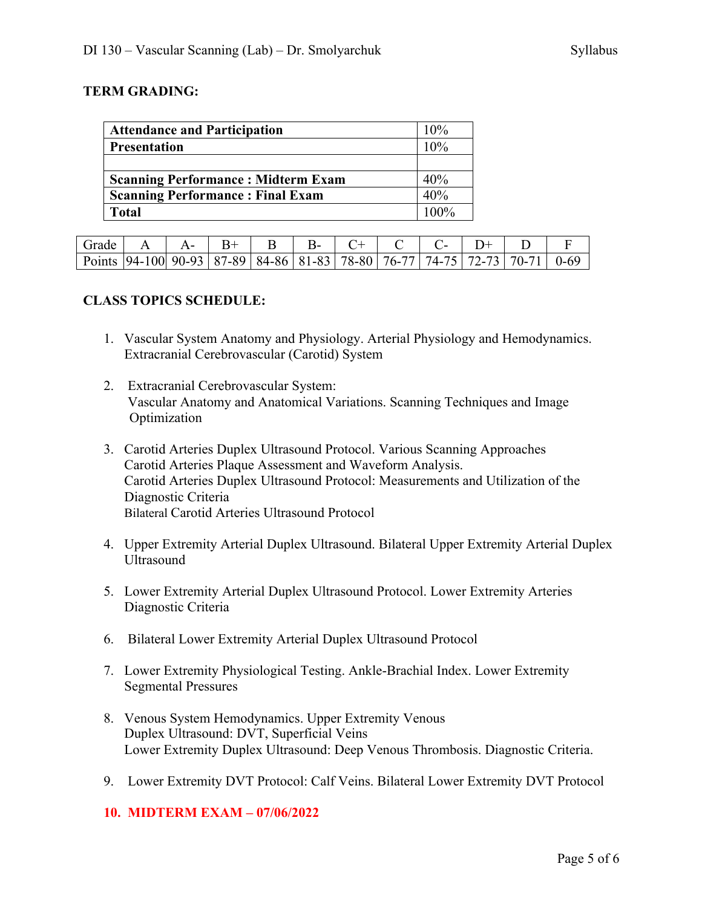**TERM GRADING:**

| Component | Weight |
|---|---|
| **Attendance and Participation** | 10% |
| **Presentation** | 10% |
| | |
| **Scanning Performance : Midterm Exam** | 40% |
| **Scanning Performance : Final Exam** | 40% |
| **Total** | 100% |

| Grade | A | A- | B+ | B | B- | C+ | C | C- | D+ | D | F |
|---|---|---|---|---|---|---|---|---|---|---|---|
| Points | 94-100 | 90-93 | 87-89 | 84-86 | 81-83 | 78-80 | 76-77 | 74-75 | 72-73 | 70-71 | 0-69 |

**CLASS TOPICS SCHEDULE:**

1. Vascular System Anatomy and Physiology. Arterial Physiology and Hemodynamics. Extracranial Cerebrovascular (Carotid) System

2. Extracranial Cerebrovascular System:
   Vascular Anatomy and Anatomical Variations. Scanning Techniques and Image Optimization

3. Carotid Arteries Duplex Ultrasound Protocol. Various Scanning Approaches
   Carotid Arteries Plaque Assessment and Waveform Analysis.
   Carotid Arteries Duplex Ultrasound Protocol: Measurements and Utilization of the Diagnostic Criteria
   Bilateral Carotid Arteries Ultrasound Protocol

4. Upper Extremity Arterial Duplex Ultrasound. Bilateral Upper Extremity Arterial Duplex Ultrasound

5. Lower Extremity Arterial Duplex Ultrasound Protocol. Lower Extremity Arteries Diagnostic Criteria

6. Bilateral Lower Extremity Arterial Duplex Ultrasound Protocol

7. Lower Extremity Physiological Testing. Ankle-Brachial Index. Lower Extremity Segmental Pressures

8. Venous System Hemodynamics. Upper Extremity Venous
   Duplex Ultrasound: DVT, Superficial Veins
   Lower Extremity Duplex Ultrasound: Deep Venous Thrombosis. Diagnostic Criteria.

9. Lower Extremity DVT Protocol: Calf Veins. Bilateral Lower Extremity DVT Protocol

10. **MIDTERM EXAM – 07/06/2022**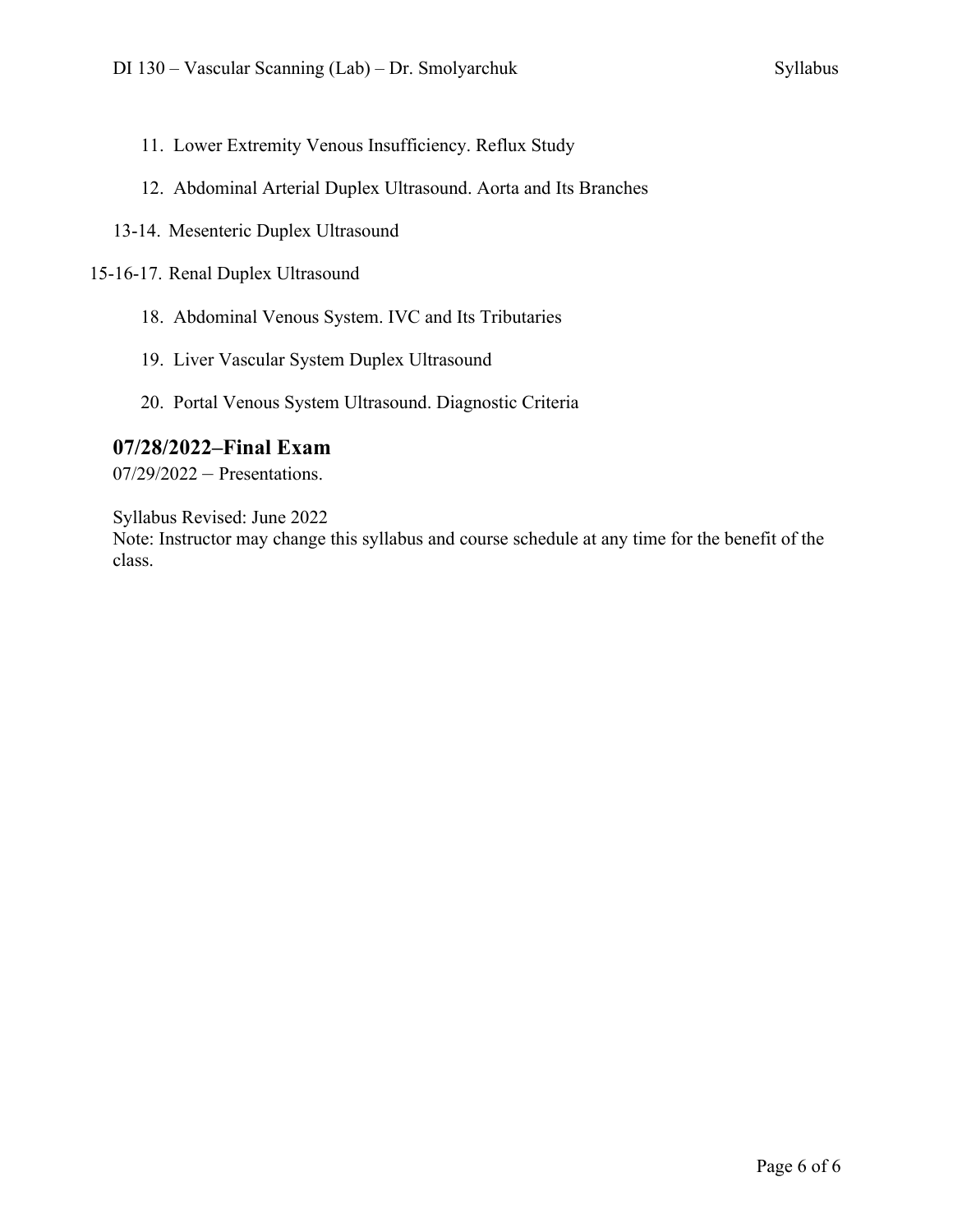11. Lower Extremity Venous Insufficiency. Reflux Study

12. Abdominal Arterial Duplex Ultrasound. Aorta and Its Branches

13-14. Mesenteric Duplex Ultrasound

15-16-17. Renal Duplex Ultrasound

18. Abdominal Venous System. IVC and Its Tributaries

19. Liver Vascular System Duplex Ultrasound

20. Portal Venous System Ultrasound. Diagnostic Criteria

## 07/28/2022–Final Exam

07/29/2022 – Presentations.

Syllabus Revised: June 2022

Note: Instructor may change this syllabus and course schedule at any time for the benefit of the class.